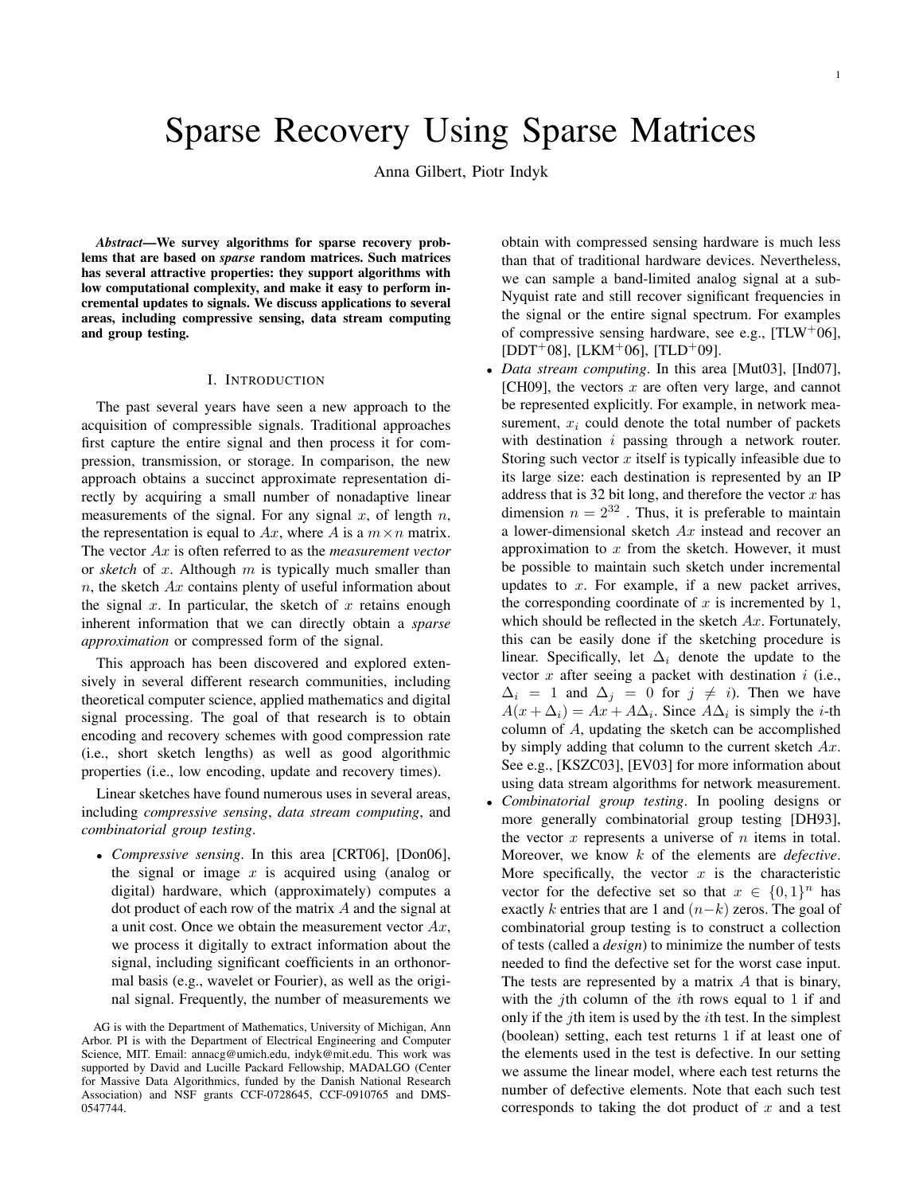# Sparse Recovery Using Sparse Matrices

Anna Gilbert, Piotr Indyk

***Abstract*—We survey algorithms for sparse recovery problems that are based on *sparse* random matrices. Such matrices has several attractive properties: they support algorithms with low computational complexity, and make it easy to perform incremental updates to signals. We discuss applications to several areas, including compressive sensing, data stream computing and group testing.**

## I. Introduction

The past several years have seen a new approach to the acquisition of compressible signals. Traditional approaches first capture the entire signal and then process it for compression, transmission, or storage. In comparison, the new approach obtains a succinct approximate representation directly by acquiring a small number of nonadaptive linear measurements of the signal. For any signal $x$, of length $n$, the representation is equal to $Ax$, where $A$ is a $m \times n$ matrix. The vector $Ax$ is often referred to as the *measurement vector* or *sketch* of $x$. Although $m$ is typically much smaller than $n$, the sketch $Ax$ contains plenty of useful information about the signal $x$. In particular, the sketch of $x$ retains enough inherent information that we can directly obtain a *sparse approximation* or compressed form of the signal.

This approach has been discovered and explored extensively in several different research communities, including theoretical computer science, applied mathematics and digital signal processing. The goal of that research is to obtain encoding and recovery schemes with good compression rate (i.e., short sketch lengths) as well as good algorithmic properties (i.e., low encoding, update and recovery times).

Linear sketches have found numerous uses in several areas, including *compressive sensing*, *data stream computing*, and *combinatorial group testing*.

- *Compressive sensing*. In this area [CRT06], [Don06], the signal or image $x$ is acquired using (analog or digital) hardware, which (approximately) computes a dot product of each row of the matrix $A$ and the signal at a unit cost. Once we obtain the measurement vector $Ax$, we process it digitally to extract information about the signal, including significant coefficients in an orthonormal basis (e.g., wavelet or Fourier), as well as the original signal. Frequently, the number of measurements we obtain with compressed sensing hardware is much less than that of traditional hardware devices. Nevertheless, we can sample a band-limited analog signal at a sub-Nyquist rate and still recover significant frequencies in the signal or the entire signal spectrum. For examples of compressive sensing hardware, see e.g., [TLW+06], [DDT+08], [LKM+06], [TLD+09].
- *Data stream computing*. In this area [Mut03], [Ind07], [CH09], the vectors $x$ are often very large, and cannot be represented explicitly. For example, in network measurement, $x_i$ could denote the total number of packets with destination $i$ passing through a network router. Storing such vector $x$ itself is typically infeasible due to its large size: each destination is represented by an IP address that is 32 bit long, and therefore the vector $x$ has dimension $n = 2^{32}$ . Thus, it is preferable to maintain a lower-dimensional sketch $Ax$ instead and recover an approximation to $x$ from the sketch. However, it must be possible to maintain such sketch under incremental updates to $x$. For example, if a new packet arrives, the corresponding coordinate of $x$ is incremented by 1, which should be reflected in the sketch $Ax$. Fortunately, this can be easily done if the sketching procedure is linear. Specifically, let $\Delta_i$ denote the update to the vector $x$ after seeing a packet with destination $i$ (i.e., $\Delta_i = 1$ and $\Delta_j = 0$ for $j \neq i$). Then we have $A(x + \Delta_i) = Ax + A\Delta_i$. Since $A\Delta_i$ is simply the $i$-th column of $A$, updating the sketch can be accomplished by simply adding that column to the current sketch $Ax$. See e.g., [KSZC03], [EV03] for more information about using data stream algorithms for network measurement.
- *Combinatorial group testing*. In pooling designs or more generally combinatorial group testing [DH93], the vector $x$ represents a universe of $n$ items in total. Moreover, we know $k$ of the elements are *defective*. More specifically, the vector $x$ is the characteristic vector for the defective set so that $x \in \{0, 1\}^n$ has exactly $k$ entries that are 1 and $(n-k)$ zeros. The goal of combinatorial group testing is to construct a collection of tests (called a *design*) to minimize the number of tests needed to find the defective set for the worst case input. The tests are represented by a matrix $A$ that is binary, with the $j$th column of the $i$th rows equal to 1 if and only if the $j$th item is used by the $i$th test. In the simplest (boolean) setting, each test returns 1 if at least one of the elements used in the test is defective. In our setting we assume the linear model, where each test returns the number of defective elements. Note that each such test corresponds to taking the dot product of $x$ and a test

AG is with the Department of Mathematics, University of Michigan, Ann Arbor. PI is with the Department of Electrical Engineering and Computer Science, MIT. Email: annacg@umich.edu, indyk@mit.edu. This work was supported by David and Lucille Packard Fellowship, MADALGO (Center for Massive Data Algorithmics, funded by the Danish National Research Association) and NSF grants CCF-0728645, CCF-0910765 and DMS-0547744.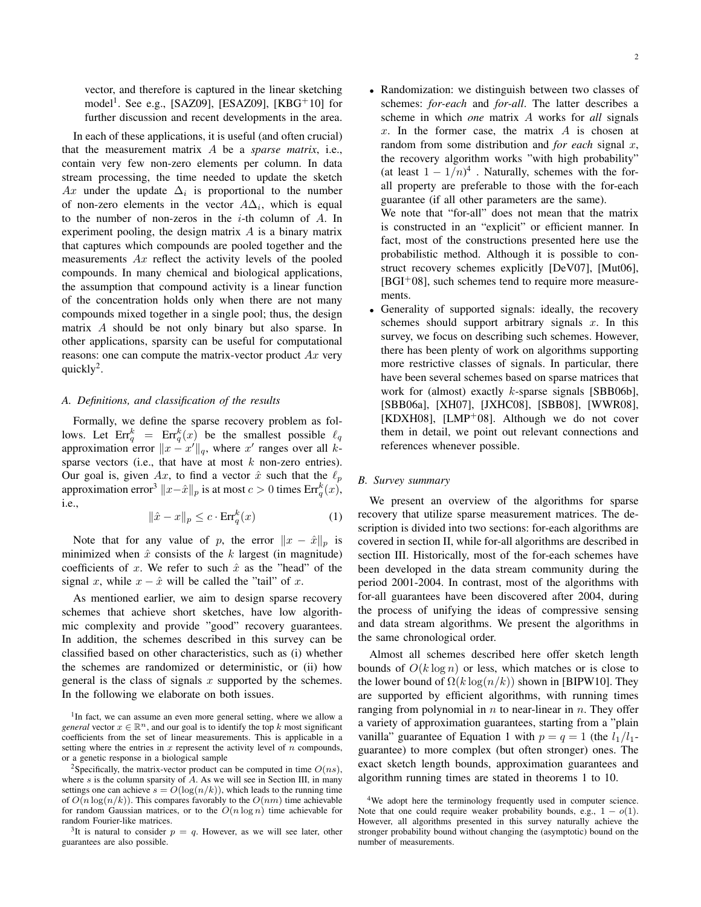vector, and therefore is captured in the linear sketching model[1]. See e.g., [SAZ09], [ESAZ09], [KBG+10] for further discussion and recent developments in the area.

In each of these applications, it is useful (and often crucial) that the measurement matrix $A$ be a *sparse matrix*, i.e., contain very few non-zero elements per column. In data stream processing, the time needed to update the sketch $Ax$ under the update $\Delta_i$ is proportional to the number of non-zero elements in the vector $A\Delta_i$, which is equal to the number of non-zeros in the $i$-th column of $A$. In experiment pooling, the design matrix $A$ is a binary matrix that captures which compounds are pooled together and the measurements $Ax$ reflect the activity levels of the pooled compounds. In many chemical and biological applications, the assumption that compound activity is a linear function of the concentration holds only when there are not many compounds mixed together in a single pool; thus, the design matrix $A$ should be not only binary but also sparse. In other applications, sparsity can be useful for computational reasons: one can compute the matrix-vector product $Ax$ very quickly[2].

### A. Definitions, and classification of the results

Formally, we define the sparse recovery problem as follows. Let $\mathrm{Err}_q^k = \mathrm{Err}_q^k(x)$ be the smallest possible $\ell_q$ approximation error $\|x - x'\|_q$, where $x'$ ranges over all $k$-sparse vectors (i.e., that have at most $k$ non-zero entries). Our goal is, given $Ax$, to find a vector $\hat{x}$ such that the $\ell_p$ approximation error[3] $\|x - \hat{x}\|_p$ is at most $c > 0$ times $\mathrm{Err}_q^k(x)$, i.e.,

$$\|\hat{x} - x\|_p \le c \cdot \mathrm{Err}_q^k(x) \tag{1}$$

Note that for any value of $p$, the error $\|x - \hat{x}\|_p$ is minimized when $\hat{x}$ consists of the $k$ largest (in magnitude) coefficients of $x$. We refer to such $\hat{x}$ as the "head" of the signal $x$, while $x - \hat{x}$ will be called the "tail" of $x$.

As mentioned earlier, we aim to design sparse recovery schemes that achieve short sketches, have low algorithmic complexity and provide "good" recovery guarantees. In addition, the schemes described in this survey can be classified based on other characteristics, such as (i) whether the schemes are randomized or deterministic, or (ii) how general is the class of signals $x$ supported by the schemes. In the following we elaborate on both issues.

- Randomization: we distinguish between two classes of schemes: *for-each* and *for-all*. The latter describes a scheme in which *one* matrix $A$ works for *all* signals $x$. In the former case, the matrix $A$ is chosen at random from some distribution and *for each* signal $x$, the recovery algorithm works "with high probability" (at least $1 - 1/n$)[4]. Naturally, schemes with the for-all property are preferable to those with the for-each guarantee (if all other parameters are the same).
  We note that "for-all" does not mean that the matrix is constructed in an "explicit" or efficient manner. In fact, most of the constructions presented here use the probabilistic method. Although it is possible to construct recovery schemes explicitly [DeV07], [Mut06], [BGI+08], such schemes tend to require more measurements.
- Generality of supported signals: ideally, the recovery schemes should support arbitrary signals $x$. In this survey, we focus on describing such schemes. However, there has been plenty of work on algorithms supporting more restrictive classes of signals. In particular, there have been several schemes based on sparse matrices that work for (almost) exactly $k$-sparse signals [SBB06b], [SBB06a], [XH07], [JXHC08], [SBB08], [WWR08], [KDXH08], [LMP+08]. Although we do not cover them in detail, we point out relevant connections and references whenever possible.

### B. Survey summary

We present an overview of the algorithms for sparse recovery that utilize sparse measurement matrices. The description is divided into two sections: for-each algorithms are covered in section II, while for-all algorithms are described in section III. Historically, most of the for-each schemes have been developed in the data stream community during the period 2001-2004. In contrast, most of the algorithms with for-all guarantees have been discovered after 2004, during the process of unifying the ideas of compressive sensing and data stream algorithms. We present the algorithms in the same chronological order.

Almost all schemes described here offer sketch length bounds of $O(k \log n)$ or less, which matches or is close to the lower bound of $\Omega(k \log(n/k))$ shown in [BIPW10]. They are supported by efficient algorithms, with running times ranging from polynomial in $n$ to near-linear in $n$. They offer a variety of approximation guarantees, starting from a "plain vanilla" guarantee of Equation 1 with $p = q = 1$ (the $l_1/l_1$-guarantee) to more complex (but often stronger) ones. The exact sketch length bounds, approximation guarantees and algorithm running times are stated in theorems 1 to 10.

[1] In fact, we can assume an even more general setting, where we allow a *general* vector $x \in \mathbb{R}^n$, and our goal is to identify the top $k$ most significant coefficients from the set of linear measurements. This is applicable in a setting where the entries in $x$ represent the activity level of $n$ compounds, or a genetic response in a biological sample

[2] Specifically, the matrix-vector product can be computed in time $O(ns)$, where $s$ is the column sparsity of $A$. As we will see in Section III, in many settings one can achieve $s = O(\log(n/k))$, which leads to the running time of $O(n \log(n/k))$. This compares favorably to the $O(nm)$ time achievable for random Gaussian matrices, or to the $O(n \log n)$ time achievable for random Fourier-like matrices.

[3] It is natural to consider $p = q$. However, as we will see later, other guarantees are also possible.

[4] We adopt here the terminology frequently used in computer science. Note that one could require weaker probability bounds, e.g., $1 - o(1)$. However, all algorithms presented in this survey naturally achieve the stronger probability bound without changing the (asymptotic) bound on the number of measurements.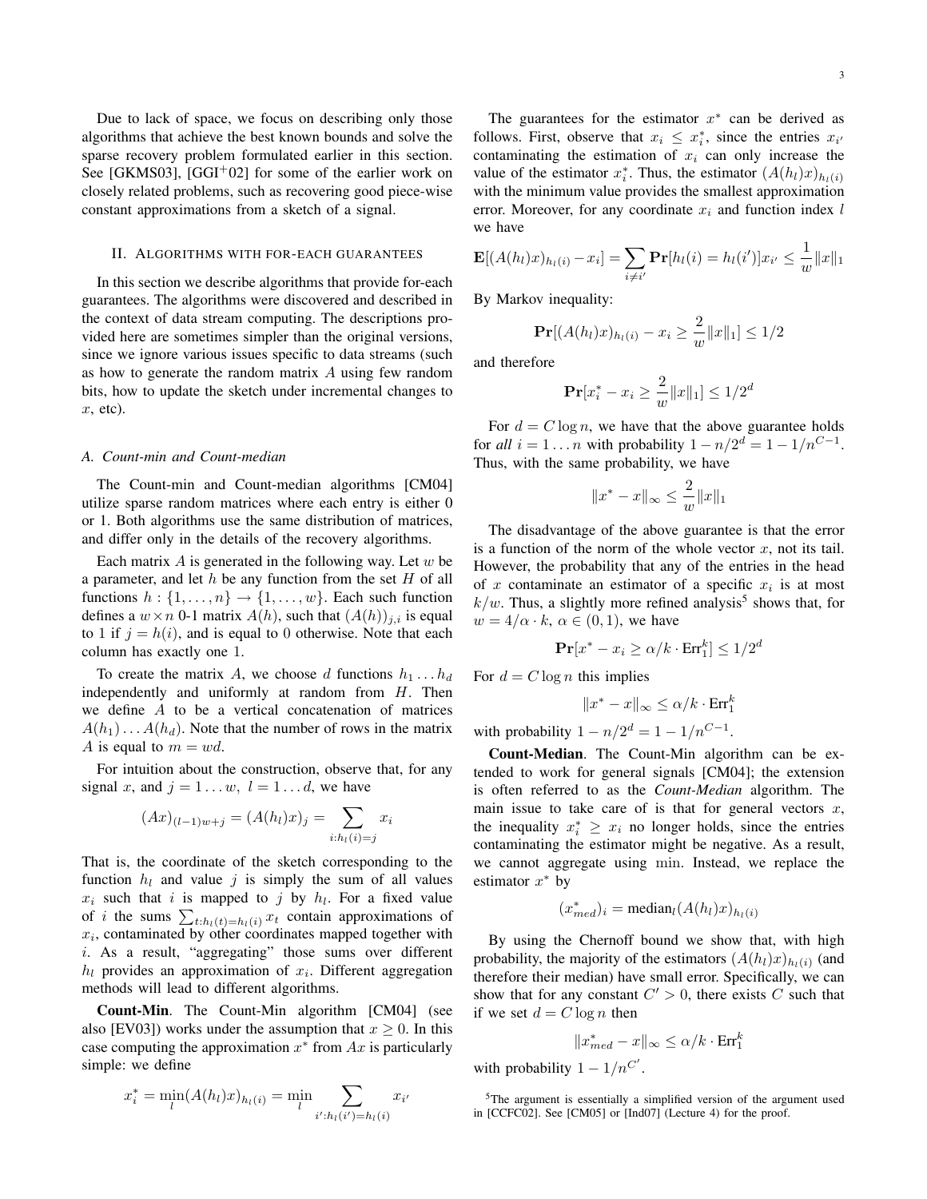Due to lack of space, we focus on describing only those algorithms that achieve the best known bounds and solve the sparse recovery problem formulated earlier in this section. See [GKMS03], [GGI+02] for some of the earlier work on closely related problems, such as recovering good piece-wise constant approximations from a sketch of a signal.

## II. Algorithms with for-each guarantees

In this section we describe algorithms that provide for-each guarantees. The algorithms were discovered and described in the context of data stream computing. The descriptions provided here are sometimes simpler than the original versions, since we ignore various issues specific to data streams (such as how to generate the random matrix $A$ using few random bits, how to update the sketch under incremental changes to $x$, etc).

### A. Count-min and Count-median

The Count-min and Count-median algorithms [CM04] utilize sparse random matrices where each entry is either 0 or 1. Both algorithms use the same distribution of matrices, and differ only in the details of the recovery algorithms.

Each matrix $A$ is generated in the following way. Let $w$ be a parameter, and let $h$ be any function from the set $H$ of all functions $h : \{1, \ldots, n\} \to \{1, \ldots, w\}$. Each such function defines a $w \times n$ 0-1 matrix $A(h)$, such that $(A(h))_{j,i}$ is equal to 1 if $j = h(i)$, and is equal to 0 otherwise. Note that each column has exactly one 1.

To create the matrix $A$, we choose $d$ functions $h_1 \ldots h_d$ independently and uniformly at random from $H$. Then we define $A$ to be a vertical concatenation of matrices $A(h_1) \ldots A(h_d)$. Note that the number of rows in the matrix $A$ is equal to $m = wd$.

For intuition about the construction, observe that, for any signal $x$, and $j = 1 \ldots w$, $l = 1 \ldots d$, we have

$$(Ax)_{(l-1)w+j} = (A(h_l)x)_j = \sum_{i:h_l(i)=j} x_i$$

That is, the coordinate of the sketch corresponding to the function $h_l$ and value $j$ is simply the sum of all values $x_i$ such that $i$ is mapped to $j$ by $h_l$. For a fixed value of $i$ the sums $\sum_{t:h_l(t)=h_l(i)} x_t$ contain approximations of $x_i$, contaminated by other coordinates mapped together with $i$. As a result, "aggregating" those sums over different $h_l$ provides an approximation of $x_i$. Different aggregation methods will lead to different algorithms.

**Count-Min**. The Count-Min algorithm [CM04] (see also [EV03]) works under the assumption that $x \geq 0$. In this case computing the approximation $x^*$ from $Ax$ is particularly simple: we define

$$x^*_i = \min_l (A(h_l)x)_{h_l(i)} = \min_l \sum_{i':h_l(i')=h_l(i)} x_{i'}$$

The guarantees for the estimator $x^*$ can be derived as follows. First, observe that $x_i \leq x^*_i$, since the entries $x_{i'}$ contaminating the estimation of $x_i$ can only increase the value of the estimator $x^*_i$. Thus, the estimator $(A(h_l)x)_{h_l(i)}$ with the minimum value provides the smallest approximation error. Moreover, for any coordinate $x_i$ and function index $l$ we have

$$\mathbf{E}[(A(h_l)x)_{h_l(i)} - x_i] = \sum_{i \neq i'} \mathbf{Pr}[h_l(i) = h_l(i')]x_{i'} \leq \frac{1}{w}\|x\|_1$$

By Markov inequality:

$$\mathbf{Pr}[(A(h_l)x)_{h_l(i)} - x_i \geq \frac{2}{w}\|x\|_1] \leq 1/2$$

and therefore

$$\mathbf{Pr}[x^*_i - x_i \geq \frac{2}{w}\|x\|_1] \leq 1/2^d$$

For $d = C \log n$, we have that the above guarantee holds for *all* $i = 1 \ldots n$ with probability $1 - n/2^d = 1 - 1/n^{C-1}$. Thus, with the same probability, we have

$$\|x^* - x\|_\infty \leq \frac{2}{w}\|x\|_1$$

The disadvantage of the above guarantee is that the error is a function of the norm of the whole vector $x$, not its tail. However, the probability that any of the entries in the head of $x$ contaminate an estimator of a specific $x_i$ is at most $k/w$. Thus, a slightly more refined analysis[5] shows that, for $w = 4/\alpha \cdot k$, $\alpha \in (0, 1)$, we have

$$\mathbf{Pr}[x^* - x_i \geq \alpha/k \cdot \mathrm{Err}_1^k] \leq 1/2^d$$

For $d = C \log n$ this implies

$$\|x^* - x\|_\infty \leq \alpha/k \cdot \mathrm{Err}_1^k$$

with probability $1 - n/2^d = 1 - 1/n^{C-1}$.

**Count-Median**. The Count-Min algorithm can be extended to work for general signals [CM04]; the extension is often referred to as the ***Count-Median*** algorithm. The main issue to take care of is that for general vectors $x$, the inequality $x^*_i \geq x_i$ no longer holds, since the entries contaminating the estimator might be negative. As a result, we cannot aggregate using $\min$. Instead, we replace the estimator $x^*$ by

$$(x^*_{med})_i = \mathrm{median}_l (A(h_l)x)_{h_l(i)}$$

By using the Chernoff bound we show that, with high probability, the majority of the estimators $(A(h_l)x)_{h_l(i)}$ (and therefore their median) have small error. Specifically, we can show that for any constant $C' > 0$, there exists $C$ such that if we set $d = C \log n$ then

$$\|x^*_{med} - x\|_\infty \leq \alpha/k \cdot \mathrm{Err}_1^k$$

with probability $1 - 1/n^{C'}$.

[5] The argument is essentially a simplified version of the argument used in [CCFC02]. See [CM05] or [Ind07] (Lecture 4) for the proof.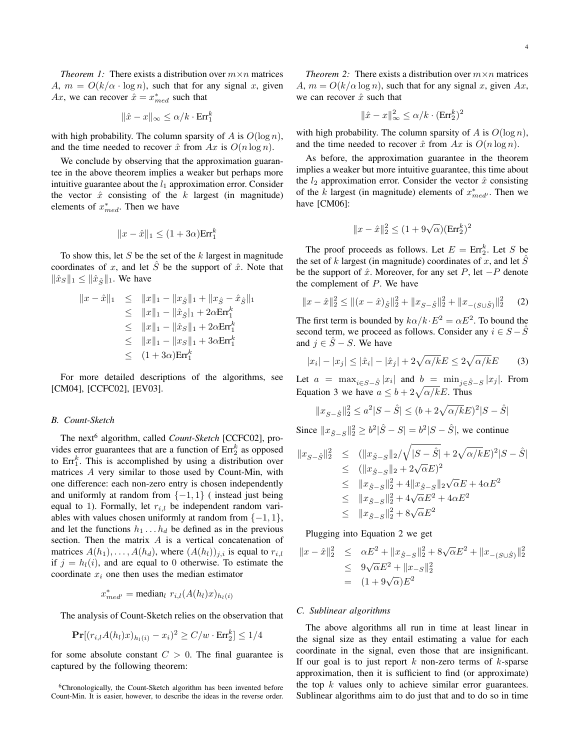*Theorem 1:* There exists a distribution over $m \times n$ matrices $A$, $m = O(k/\alpha \cdot \log n)$, such that for any signal $x$, given $Ax$, we can recover $\hat{x} = x^*_{med}$ such that

$$\|\hat{x} - x\|_\infty \le \alpha/k \cdot \mathrm{Err}_1^k$$

with high probability. The column sparsity of $A$ is $O(\log n)$, and the time needed to recover $\hat{x}$ from $Ax$ is $O(n \log n)$.

We conclude by observing that the approximation guarantee in the above theorem implies a weaker but perhaps more intuitive guarantee about the $l_1$ approximation error. Consider the vector $\hat{x}$ consisting of the $k$ largest (in magnitude) elements of $x^*_{med}$. Then we have

$$\|x - \hat{x}\|_1 \le (1 + 3\alpha)\mathrm{Err}_1^k$$

To show this, let $S$ be the set of the $k$ largest in magnitude coordinates of $x$, and let $\hat{S}$ be the support of $\hat{x}$. Note that $\|\hat{x}_S\|_1 \le \|\hat{x}_{\hat{S}}\|_1$. We have

$$\begin{aligned}
\|x - \hat{x}\|_1 &\le \|x\|_1 - \|x_{\hat{S}}\|_1 + \|x_{\hat{S}} - \hat{x}_{\hat{S}}\|_1 \\
&\le \|x\|_1 - \|\hat{x}_{\hat{S}}\|_1 + 2\alpha \mathrm{Err}_1^k \\
&\le \|x\|_1 - \|\hat{x}_S\|_1 + 2\alpha \mathrm{Err}_1^k \\
&\le \|x\|_1 - \|x_S\|_1 + 3\alpha \mathrm{Err}_1^k \\
&\le (1 + 3\alpha)\mathrm{Err}_1^k
\end{aligned}$$

For more detailed descriptions of the algorithms, see [CM04], [CCFC02], [EV03].

### B. Count-Sketch

The next[6] algorithm, called *Count-Sketch* [CCFC02], provides error guarantees that are a function of $\mathrm{Err}_2^k$ as opposed to $\mathrm{Err}_1^k$. This is accomplished by using a distribution over matrices $A$ very similar to those used by Count-Min, with one difference: each non-zero entry is chosen independently and uniformly at random from $\{-1, 1\}$ ( instead just being equal to 1). Formally, let $r_{i,l}$ be independent random variables with values chosen uniformly at random from $\{-1, 1\}$, and let the functions $h_1 \ldots h_d$ be defined as in the previous section. Then the matrix $A$ is a vertical concatenation of matrices $A(h_1), \ldots, A(h_d)$, where $(A(h_l))_{j,i}$ is equal to $r_{i,l}$ if $j = h_l(i)$, and are equal to 0 otherwise. To estimate the coordinate $x_i$ one then uses the median estimator

$$x^*_{med'} = \mathrm{median}_l \; r_{i,l}(A(h_l)x)_{h_l(i)}$$

The analysis of Count-Sketch relies on the observation that

$$\mathbf{Pr}[(r_{i,l}A(h_l)x)_{h_l(i)} - x_i)^2 \ge C/w \cdot \mathrm{Err}_2^k] \le 1/4$$

for some absolute constant $C > 0$. The final guarantee is captured by the following theorem:

[6] Chronologically, the Count-Sketch algorithm has been invented before Count-Min. It is easier, however, to describe the ideas in the reverse order.

*Theorem 2:* There exists a distribution over $m \times n$ matrices $A$, $m = O(k/\alpha \log n)$, such that for any signal $x$, given $Ax$, we can recover $\hat{x}$ such that

$$\|\hat{x} - x\|_\infty^2 \le \alpha/k \cdot (\mathrm{Err}_2^k)^2$$

with high probability. The column sparsity of $A$ is $O(\log n)$, and the time needed to recover $\hat{x}$ from $Ax$ is $O(n \log n)$.

As before, the approximation guarantee in the theorem implies a weaker but more intuitive guarantee, this time about the $l_2$ approximation error. Consider the vector $\hat{x}$ consisting of the $k$ largest (in magnitude) elements of $x^*_{med'}$. Then we have [CM06]:

$$\|x - \hat{x}\|_2^2 \le (1 + 9\sqrt{\alpha})(\mathrm{Err}_2^k)^2$$

The proof proceeds as follows. Let $E = \mathrm{Err}_2^k$. Let $S$ be the set of $k$ largest (in magnitude) coordinates of $x$, and let $\hat{S}$ be the support of $\hat{x}$. Moreover, for any set $P$, let $-P$ denote the complement of $P$. We have

$$\|x - \hat{x}\|_2^2 \le \|(x - \hat{x})_{\hat{S}}\|_2^2 + \|x_{S-\hat{S}}\|_2^2 + \|x_{-(S \cup \hat{S})}\|_2^2 \qquad (2)$$

The first term is bounded by $k\alpha/k \cdot E^2 = \alpha E^2$. To bound the second term, we proceed as follows. Consider any $i \in S - \hat{S}$ and $j \in \hat{S} - S$. We have

$$|x_i| - |x_j| \le |\hat{x}_i| - |\hat{x}_j| + 2\sqrt{\alpha/k}E \le 2\sqrt{\alpha/k}E \qquad (3)$$

Let $a = \max_{i \in S - \hat{S}} |x_i|$ and $b = \min_{j \in \hat{S} - S} |x_j|$. From Equation 3 we have $a \le b + 2\sqrt{\alpha/k}E$. Thus

$$\|x_{S-\hat{S}}\|_2^2 \le a^2 |S - \hat{S}| \le (b + 2\sqrt{\alpha/k}E)^2 |S - \hat{S}|$$

Since $\|x_{\hat{S}-S}\|_2^2 \ge b^2 |\hat{S} - S| = b^2 |S - \hat{S}|$, we continue

$$\begin{aligned}
\|x_{S-\hat{S}}\|_2^2 &\le (\|x_{\hat{S}-S}\|_2 / \sqrt{|S - \hat{S}|} + 2\sqrt{\alpha/k}E)^2 |S - \hat{S}| \\
&\le (\|x_{\hat{S}-S}\|_2 + 2\sqrt{\alpha}E)^2 \\
&\le \|x_{\hat{S}-S}\|_2^2 + 4\|x_{\hat{S}-S}\|_2 \sqrt{\alpha}E + 4\alpha E^2 \\
&\le \|x_{\hat{S}-S}\|_2^2 + 4\sqrt{\alpha}E^2 + 4\alpha E^2 \\
&\le \|x_{\hat{S}-S}\|_2^2 + 8\sqrt{\alpha}E^2
\end{aligned}$$

Plugging into Equation 2 we get

$$\begin{aligned}
\|x - \hat{x}\|_2^2 &\le \alpha E^2 + \|x_{\hat{S}-S}\|_2^2 + 8\sqrt{\alpha}E^2 + \|x_{-(S \cup \hat{S})}\|_2^2 \\
&\le 9\sqrt{\alpha}E^2 + \|x_{-S}\|_2^2 \\
&= (1 + 9\sqrt{\alpha})E^2
\end{aligned}$$

### C. Sublinear algorithms

The above algorithms all run in time at least linear in the signal size as they entail estimating a value for each coordinate in the signal, even those that are insignificant. If our goal is to just report $k$ non-zero terms of $k$-sparse approximation, then it is sufficient to find (or approximate) the top $k$ values only to achieve similar error guarantees. Sublinear algorithms aim to do just that and to do so in time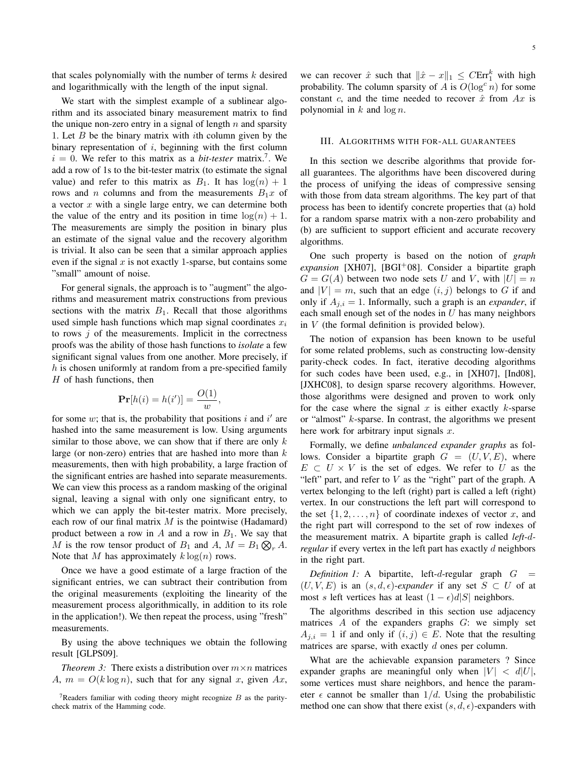that scales polynomially with the number of terms $k$ desired and logarithmically with the length of the input signal.

We start with the simplest example of a sublinear algorithm and its associated binary measurement matrix to find the unique non-zero entry in a signal of length $n$ and sparsity 1. Let $B$ be the binary matrix with $i$th column given by the binary representation of $i$, beginning with the first column $i = 0$. We refer to this matrix as a *bit-tester* matrix.[7]. We add a row of 1s to the bit-tester matrix (to estimate the signal value) and refer to this matrix as $B_1$. It has $\log(n) + 1$ rows and $n$ columns and from the measurements $B_1 x$ of a vector $x$ with a single large entry, we can determine both the value of the entry and its position in time $\log(n) + 1$. The measurements are simply the position in binary plus an estimate of the signal value and the recovery algorithm is trivial. It also can be seen that a similar approach applies even if the signal $x$ is not exactly 1-sparse, but contains some "small" amount of noise.

For general signals, the approach is to "augment" the algorithms and measurement matrix constructions from previous sections with the matrix $B_1$. Recall that those algorithms used simple hash functions which map signal coordinates $x_i$ to rows $j$ of the measurements. Implicit in the correctness proofs was the ability of those hash functions to *isolate* a few significant signal values from one another. More precisely, if $h$ is chosen uniformly at random from a pre-specified family $H$ of hash functions, then

$$\mathbf{Pr}[h(i) = h(i')] = \frac{O(1)}{w},$$

for some $w$; that is, the probability that positions $i$ and $i'$ are hashed into the same measurement is low. Using arguments similar to those above, we can show that if there are only $k$ large (or non-zero) entries that are hashed into more than $k$ measurements, then with high probability, a large fraction of the significant entries are hashed into separate measurements. We can view this process as a random masking of the original signal, leaving a signal with only one significant entry, to which we can apply the bit-tester matrix. More precisely, each row of our final matrix $M$ is the pointwise (Hadamard) product between a row in $A$ and a row in $B_1$. We say that $M$ is the row tensor product of $B_1$ and $A$, $M = B_1 \bigotimes_r A$. Note that $M$ has approximately $k \log(n)$ rows.

Once we have a good estimate of a large fraction of the significant entries, we can subtract their contribution from the original measurements (exploiting the linearity of the measurement process algorithmically, in addition to its role in the application!). We then repeat the process, using "fresh" measurements.

By using the above techniques we obtain the following result [GLPS09].

*Theorem 3:* There exists a distribution over $m \times n$ matrices $A$, $m = O(k \log n)$, such that for any signal $x$, given $Ax$, we can recover $\hat{x}$ such that $\|\hat{x} - x\|_1 \leq C\text{Err}_1^k$ with high probability. The column sparsity of $A$ is $O(\log^c n)$ for some constant $c$, and the time needed to recover $\hat{x}$ from $Ax$ is polynomial in $k$ and $\log n$.

[7]Readers familiar with coding theory might recognize $B$ as the parity-check matrix of the Hamming code.

## III. Algorithms with for-all guarantees

In this section we describe algorithms that provide for-all guarantees. The algorithms have been discovered during the process of unifying the ideas of compressive sensing with those from data stream algorithms. The key part of that process has been to identify concrete properties that (a) hold for a random sparse matrix with a non-zero probability and (b) are sufficient to support efficient and accurate recovery algorithms.

One such property is based on the notion of *graph expansion* [XH07], [BGI+08]. Consider a bipartite graph $G = G(A)$ between two node sets $U$ and $V$, with $|U| = n$ and $|V| = m$, such that an edge $(i, j)$ belongs to $G$ if and only if $A_{j,i} = 1$. Informally, such a graph is an *expander*, if each small enough set of the nodes in $U$ has many neighbors in $V$ (the formal definition is provided below).

The notion of expansion has been known to be useful for some related problems, such as constructing low-density parity-check codes. In fact, iterative decoding algorithms for such codes have been used, e.g., in [XH07], [Ind08], [JXHC08], to design sparse recovery algorithms. However, those algorithms were designed and proven to work only for the case where the signal $x$ is either exactly $k$-sparse or "almost" $k$-sparse. In contrast, the algorithms we present here work for arbitrary input signals $x$.

Formally, we define *unbalanced expander graphs* as follows. Consider a bipartite graph $G = (U, V, E)$, where $E \subset U \times V$ is the set of edges. We refer to $U$ as the "left" part, and refer to $V$ as the "right" part of the graph. A vertex belonging to the left (right) part is called a left (right) vertex. In our constructions the left part will correspond to the set $\{1, 2, \ldots, n\}$ of coordinate indexes of vector $x$, and the right part will correspond to the set of row indexes of the measurement matrix. A bipartite graph is called *left-$d$-regular* if every vertex in the left part has exactly $d$ neighbors in the right part.

*Definition 1:* A bipartite, left-$d$-regular graph $G = (U, V, E)$ is an $(s, d, \epsilon)$-*expander* if any set $S \subset U$ of at most $s$ left vertices has at least $(1 - \epsilon)d|S|$ neighbors.

The algorithms described in this section use adjacency matrices $A$ of the expanders graphs $G$: we simply set $A_{j,i} = 1$ if and only if $(i, j) \in E$. Note that the resulting matrices are sparse, with exactly $d$ ones per column.

What are the achievable expansion parameters ? Since expander graphs are meaningful only when $|V| < d|U|$, some vertices must share neighbors, and hence the parameter $\epsilon$ cannot be smaller than $1/d$. Using the probabilistic method one can show that there exist $(s, d, \epsilon)$-expanders with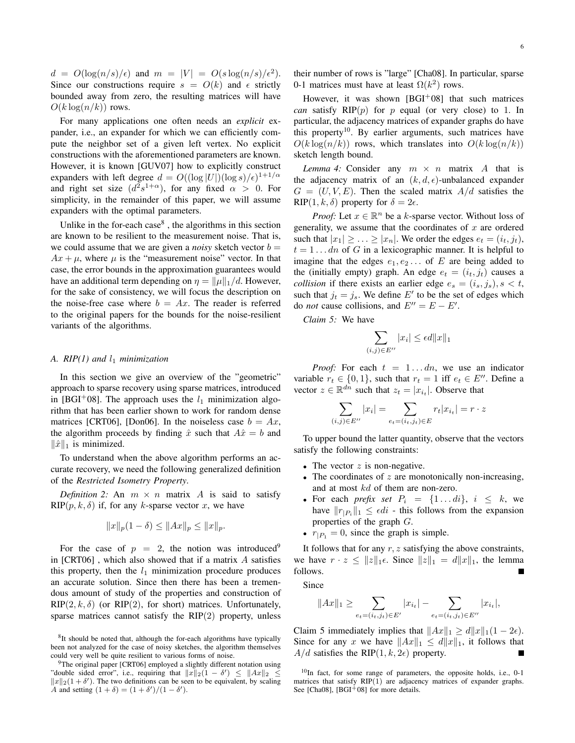$d = O(\log(n/s)/\epsilon)$ and $m = |V| = O(s\log(n/s)/\epsilon^2)$. Since our constructions require $s = O(k)$ and $\epsilon$ strictly bounded away from zero, the resulting matrices will have $O(k\log(n/k))$ rows.

For many applications one often needs an *explicit* expander, i.e., an expander for which we can efficiently compute the neighbor set of a given left vertex. No explicit constructions with the aforementioned parameters are known. However, it is known [GUV07] how to explicitly construct expanders with left degree $d = O((\log|U|)(\log s)/\epsilon)^{1+1/\alpha}$ and right set size $(d^2 s^{1+\alpha})$, for any fixed $\alpha > 0$. For simplicity, in the remainder of this paper, we will assume expanders with the optimal parameters.

Unlike in the for-each case[8] , the algorithms in this section are known to be resilient to the measurement noise. That is, we could assume that we are given a *noisy* sketch vector $b = Ax + \mu$, where $\mu$ is the "measurement noise" vector. In that case, the error bounds in the approximation guarantees would have an additional term depending on $\eta = \|\mu\|_1/d$. However, for the sake of consistency, we will focus the description on the noise-free case where $b = Ax$. The reader is referred to the original papers for the bounds for the noise-resilient variants of the algorithms.

### A. RIP(1) and $l_1$ minimization

In this section we give an overview of the "geometric" approach to sparse recovery using sparse matrices, introduced in [BGI+08]. The approach uses the $l_1$ minimization algorithm that has been earlier shown to work for random dense matrices [CRT06], [Don06]. In the noiseless case $b = Ax$, the algorithm proceeds by finding $\hat{x}$ such that $A\hat{x} = b$ and $\|\hat{x}\|_1$ is minimized.

To understand when the above algorithm performs an accurate recovery, we need the following generalized definition of the *Restricted Isometry Property*.

*Definition 2:* An $m \times n$ matrix $A$ is said to satisfy RIP$(p, k, \delta)$ if, for any $k$-sparse vector $x$, we have

$$\|x\|_p(1-\delta) \le \|Ax\|_p \le \|x\|_p.$$

For the case of $p = 2$, the notion was introduced[9] in [CRT06] , which also showed that if a matrix $A$ satisfies this property, then the $l_1$ minimization procedure produces an accurate solution. Since then there has been a tremendous amount of study of the properties and construction of RIP$(2, k, \delta)$ (or RIP(2), for short) matrices. Unfortunately, sparse matrices cannot satisfy the RIP(2) property, unless their number of rows is "large" [Cha08]. In particular, sparse 0-1 matrices must have at least $\Omega(k^2)$ rows.

However, it was shown [BGI+08] that such matrices *can* satisfy RIP$(p)$ for $p$ equal (or very close) to 1. In particular, the adjacency matrices of expander graphs do have this property[10]. By earlier arguments, such matrices have $O(k\log(n/k))$ rows, which translates into $O(k\log(n/k))$ sketch length bound.

*Lemma 4:* Consider any $m \times n$ matrix $A$ that is the adjacency matrix of an $(k, d, \epsilon)$-unbalanced expander $G = (U, V, E)$. Then the scaled matrix $A/d$ satisfies the RIP$(1, k, \delta)$ property for $\delta = 2\epsilon$.

*Proof:* Let $x \in \mathbb{R}^n$ be a $k$-sparse vector. Without loss of generality, we assume that the coordinates of $x$ are ordered such that $|x_1| \ge \ldots \ge |x_n|$. We order the edges $e_t = (i_t, j_t)$, $t = 1 \ldots dn$ of $G$ in a lexicographic manner. It is helpful to imagine that the edges $e_1, e_2 \ldots$ of $E$ are being added to the (initially empty) graph. An edge $e_t = (i_t, j_t)$ causes a *collision* if there exists an earlier edge $e_s = (i_s, j_s), s < t$, such that $j_t = j_s$. We define $E'$ to be the set of edges which do *not* cause collisions, and $E'' = E - E'$.

*Claim 5:* We have

$$\sum_{(i,j)\in E''} |x_i| \le \epsilon d \|x\|_1$$

*Proof:* For each $t = 1 \ldots dn$, we use an indicator variable $r_t \in \{0, 1\}$, such that $r_t = 1$ iff $e_t \in E''$. Define a vector $z \in \mathbb{R}^{dn}$ such that $z_t = |x_{i_t}|$. Observe that

$$\sum_{(i,j)\in E''} |x_i| = \sum_{e_t=(i_t,j_t)\in E} r_t |x_{i_t}| = r \cdot z$$

To upper bound the latter quantity, observe that the vectors satisfy the following constraints:

- The vector $z$ is non-negative.
- The coordinates of $z$ are monotonically non-increasing, and at most $kd$ of them are non-zero.
- For each *prefix set* $P_i = \{1 \ldots di\}$, $i \le k$, we have $\|r_{|P_i}\|_1 \le \epsilon di$ - this follows from the expansion properties of the graph $G$.
- $r_{|P_1} = 0$, since the graph is simple.

It follows that for any $r, z$ satisfying the above constraints, we have $r \cdot z \le \|z\|_1 \epsilon$. Since $\|z\|_1 = d\|x\|_1$, the lemma follows. ∎

Since

$$\|Ax\|_1 \ge \sum_{e_t=(i_t,j_t)\in E'} |x_{i_t}| - \sum_{e_t=(i_t,j_t)\in E''} |x_{i_t}|,$$

Claim 5 immediately implies that $\|Ax\|_1 \ge d\|x\|_1(1-2\epsilon)$. Since for any $x$ we have $\|Ax\|_1 \le d\|x\|_1$, it follows that $A/d$ satisfies the RIP$(1, k, 2\epsilon)$ property. ∎

---

[8] It should be noted that, although the for-each algorithms have typically been not analyzed for the case of noisy sketches, the algorithm themselves could very well be quite resilient to various forms of noise.

[9] The original paper [CRT06] employed a slightly different notation using "double sided error", i.e., requiring that $\|x\|_2(1-\delta') \le \|Ax\|_2 \le \|x\|_2(1+\delta')$. The two definitions can be seen to be equivalent, by scaling $A$ and setting $(1+\delta) = (1+\delta')/(1-\delta')$.

[10] In fact, for some range of parameters, the opposite holds, i.e., 0-1 matrices that satisfy RIP(1) are adjacency matrices of expander graphs. See [Cha08], [BGI+08] for more details.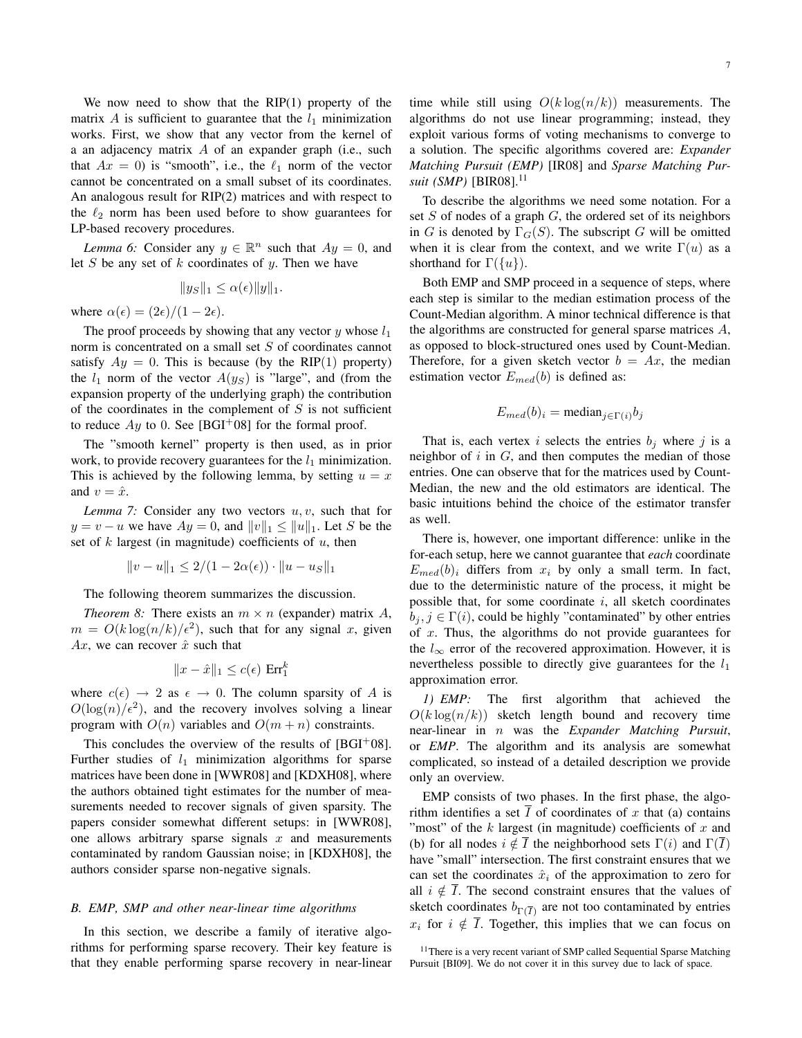We now need to show that the RIP(1) property of the matrix $A$ is sufficient to guarantee that the $l_1$ minimization works. First, we show that any vector from the kernel of a an adjacency matrix $A$ of an expander graph (i.e., such that $Ax = 0$) is "smooth", i.e., the $\ell_1$ norm of the vector cannot be concentrated on a small subset of its coordinates. An analogous result for RIP(2) matrices and with respect to the $\ell_2$ norm has been used before to show guarantees for LP-based recovery procedures.

*Lemma 6:* Consider any $y \in \mathbb{R}^n$ such that $Ay = 0$, and let $S$ be any set of $k$ coordinates of $y$. Then we have

$$\|y_S\|_1 \leq \alpha(\epsilon)\|y\|_1.$$

where $\alpha(\epsilon) = (2\epsilon)/(1 - 2\epsilon)$.

The proof proceeds by showing that any vector $y$ whose $l_1$ norm is concentrated on a small set $S$ of coordinates cannot satisfy $Ay = 0$. This is because (by the RIP(1) property) the $l_1$ norm of the vector $A(y_S)$ is "large", and (from the expansion property of the underlying graph) the contribution of the coordinates in the complement of $S$ is not sufficient to reduce $Ay$ to 0. See [BGI+08] for the formal proof.

The "smooth kernel" property is then used, as in prior work, to provide recovery guarantees for the $l_1$ minimization. This is achieved by the following lemma, by setting $u = x$ and $v = \hat{x}$.

*Lemma 7:* Consider any two vectors $u, v$, such that for $y = v - u$ we have $Ay = 0$, and $\|v\|_1 \leq \|u\|_1$. Let $S$ be the set of $k$ largest (in magnitude) coefficients of $u$, then

$$\|v - u\|_1 \leq 2/(1 - 2\alpha(\epsilon)) \cdot \|u - u_S\|_1$$

The following theorem summarizes the discussion.

*Theorem 8:* There exists an $m \times n$ (expander) matrix $A$, $m = O(k \log(n/k)/\epsilon^2)$, such that for any signal $x$, given $Ax$, we can recover $\hat{x}$ such that

$$\|x - \hat{x}\|_1 \leq c(\epsilon) \ \mathrm{Err}_1^k$$

where $c(\epsilon) \to 2$ as $\epsilon \to 0$. The column sparsity of $A$ is $O(\log(n)/\epsilon^2)$, and the recovery involves solving a linear program with $O(n)$ variables and $O(m + n)$ constraints.

This concludes the overview of the results of [BGI+08]. Further studies of $l_1$ minimization algorithms for sparse matrices have been done in [WWR08] and [KDXH08], where the authors obtained tight estimates for the number of measurements needed to recover signals of given sparsity. The papers consider somewhat different setups: in [WWR08], one allows arbitrary sparse signals $x$ and measurements contaminated by random Gaussian noise; in [KDXH08], the authors consider sparse non-negative signals.

### B. EMP, SMP and other near-linear time algorithms

In this section, we describe a family of iterative algorithms for performing sparse recovery. Their key feature is that they enable performing sparse recovery in near-linear time while still using $O(k \log(n/k))$ measurements. The algorithms do not use linear programming; instead, they exploit various forms of voting mechanisms to converge to a solution. The specific algorithms covered are: *Expander Matching Pursuit (EMP)* [IR08] and *Sparse Matching Pursuit (SMP)* [BIR08].[11]

To describe the algorithms we need some notation. For a set $S$ of nodes of a graph $G$, the ordered set of its neighbors in $G$ is denoted by $\Gamma_G(S)$. The subscript $G$ will be omitted when it is clear from the context, and we write $\Gamma(u)$ as a shorthand for $\Gamma(\{u\})$.

Both EMP and SMP proceed in a sequence of steps, where each step is similar to the median estimation process of the Count-Median algorithm. A minor technical difference is that the algorithms are constructed for general sparse matrices $A$, as opposed to block-structured ones used by Count-Median. Therefore, for a given sketch vector $b = Ax$, the median estimation vector $E_{med}(b)$ is defined as:

$$E_{med}(b)_i = \mathrm{median}_{j \in \Gamma(i)} b_j$$

That is, each vertex $i$ selects the entries $b_j$ where $j$ is a neighbor of $i$ in $G$, and then computes the median of those entries. One can observe that for the matrices used by Count-Median, the new and the old estimators are identical. The basic intuitions behind the choice of the estimator transfer as well.

There is, however, one important difference: unlike in the for-each setup, here we cannot guarantee that *each* coordinate $E_{med}(b)_i$ differs from $x_i$ by only a small term. In fact, due to the deterministic nature of the process, it might be possible that, for some coordinate $i$, all sketch coordinates $b_j, j \in \Gamma(i)$, could be highly "contaminated" by other entries of $x$. Thus, the algorithms do not provide guarantees for the $l_\infty$ error of the recovered approximation. However, it is nevertheless possible to directly give guarantees for the $l_1$ approximation error.

*1) EMP:* The first algorithm that achieved the $O(k \log(n/k))$ sketch length bound and recovery time near-linear in $n$ was the *Expander Matching Pursuit*, or *EMP*. The algorithm and its analysis are somewhat complicated, so instead of a detailed description we provide only an overview.

EMP consists of two phases. In the first phase, the algorithm identifies a set $\overline{I}$ of coordinates of $x$ that (a) contains "most" of the $k$ largest (in magnitude) coefficients of $x$ and (b) for all nodes $i \notin \overline{I}$ the neighborhood sets $\Gamma(i)$ and $\Gamma(\overline{I})$ have "small" intersection. The first constraint ensures that we can set the coordinates $\hat{x}_i$ of the approximation to zero for all $i \notin \overline{I}$. The second constraint ensures that the values of sketch coordinates $b_{\Gamma(\overline{I})}$ are not too contaminated by entries $x_i$ for $i \notin \overline{I}$. Together, this implies that we can focus on

[11] There is a very recent variant of SMP called Sequential Sparse Matching Pursuit [BI09]. We do not cover it in this survey due to lack of space.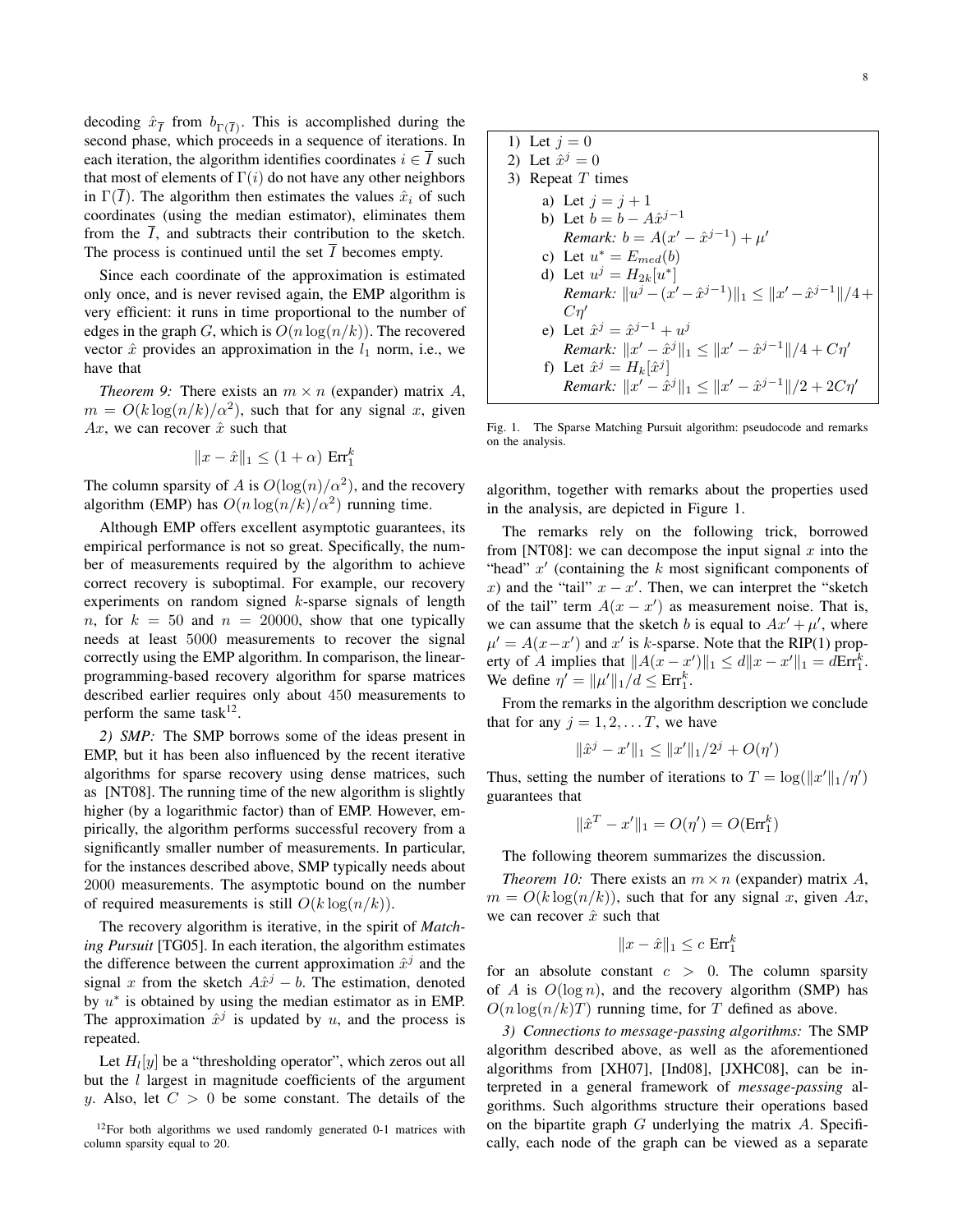decoding $\hat{x}_{\overline{I}}$ from $b_{\Gamma(\overline{I})}$. This is accomplished during the second phase, which proceeds in a sequence of iterations. In each iteration, the algorithm identifies coordinates $i \in \overline{I}$ such that most of elements of $\Gamma(i)$ do not have any other neighbors in $\Gamma(\overline{I})$. The algorithm then estimates the values $\hat{x}_i$ of such coordinates (using the median estimator), eliminates them from the $\overline{I}$, and subtracts their contribution to the sketch. The process is continued until the set $\overline{I}$ becomes empty.

Since each coordinate of the approximation is estimated only once, and is never revised again, the EMP algorithm is very efficient: it runs in time proportional to the number of edges in the graph $G$, which is $O(n \log(n/k))$. The recovered vector $\hat{x}$ provides an approximation in the $l_1$ norm, i.e., we have that

*Theorem 9:* There exists an $m \times n$ (expander) matrix $A$, $m = O(k \log(n/k)/\alpha^2)$, such that for any signal $x$, given $Ax$, we can recover $\hat{x}$ such that

$$\|x - \hat{x}\|_1 \leq (1 + \alpha)\ \text{Err}_1^k$$

The column sparsity of $A$ is $O(\log(n)/\alpha^2)$, and the recovery algorithm (EMP) has $O(n \log(n/k)/\alpha^2)$ running time.

Although EMP offers excellent asymptotic guarantees, its empirical performance is not so great. Specifically, the number of measurements required by the algorithm to achieve correct recovery is suboptimal. For example, our recovery experiments on random signed $k$-sparse signals of length $n$, for $k = 50$ and $n = 20000$, show that one typically needs at least 5000 measurements to recover the signal correctly using the EMP algorithm. In comparison, the linear-programming-based recovery algorithm for sparse matrices described earlier requires only about 450 measurements to perform the same task[12].

*2) SMP:* The SMP borrows some of the ideas present in EMP, but it has been also influenced by the recent iterative algorithms for sparse recovery using dense matrices, such as [NT08]. The running time of the new algorithm is slightly higher (by a logarithmic factor) than of EMP. However, empirically, the algorithm performs successful recovery from a significantly smaller number of measurements. In particular, for the instances described above, SMP typically needs about 2000 measurements. The asymptotic bound on the number of required measurements is still $O(k \log(n/k))$.

The recovery algorithm is iterative, in the spirit of *Matching Pursuit* [TG05]. In each iteration, the algorithm estimates the difference between the current approximation $\hat{x}^j$ and the signal $x$ from the sketch $A\hat{x}^j - b$. The estimation, denoted by $u^*$ is obtained by using the median estimator as in EMP. The approximation $\hat{x}^j$ is updated by $u$, and the process is repeated.

Let $H_l[y]$ be a "thresholding operator", which zeros out all but the $l$ largest in magnitude coefficients of the argument $y$. Also, let $C > 0$ be some constant. The details of the algorithm, together with remarks about the properties used in the analysis, are depicted in Figure 1.

1) Let $j = 0$
2) Let $\hat{x}^j = 0$
3) Repeat $T$ times
   a) Let $j = j + 1$
   b) Let $b = b - A\hat{x}^{j-1}$
      *Remark:* $b = A(x' - \hat{x}^{j-1}) + \mu'$
   c) Let $u^* = E_{med}(b)$
   d) Let $u^j = H_{2k}[u^*]$
      *Remark:* $\|u^j - (x' - \hat{x}^{j-1})\|_1 \leq \|x' - \hat{x}^{j-1}\|/4 + C\eta'$
   e) Let $\hat{x}^j = \hat{x}^{j-1} + u^j$
      *Remark:* $\|x' - \hat{x}^j\|_1 \leq \|x' - \hat{x}^{j-1}\|/4 + C\eta'$
   f) Let $\hat{x}^j = H_k[\hat{x}^j]$
      *Remark:* $\|x' - \hat{x}^j\|_1 \leq \|x' - \hat{x}^{j-1}\|/2 + 2C\eta'$

Fig. 1. The Sparse Matching Pursuit algorithm: pseudocode and remarks on the analysis.

The remarks rely on the following trick, borrowed from [NT08]: we can decompose the input signal $x$ into the "head" $x'$ (containing the $k$ most significant components of $x$) and the "tail" $x - x'$. Then, we can interpret the "sketch of the tail" term $A(x - x')$ as measurement noise. That is, we can assume that the sketch $b$ is equal to $Ax' + \mu'$, where $\mu' = A(x - x')$ and $x'$ is $k$-sparse. Note that the RIP(1) property of $A$ implies that $\|A(x - x')\|_1 \leq d\|x - x'\|_1 = d\text{Err}_1^k$. We define $\eta' = \|\mu'\|_1/d \leq \text{Err}_1^k$.

From the remarks in the algorithm description we conclude that for any $j = 1, 2, \ldots T$, we have

$$\|\hat{x}^j - x'\|_1 \leq \|x'\|_1/2^j + O(\eta')$$

Thus, setting the number of iterations to $T = \log(\|x'\|_1/\eta')$ guarantees that

$$\|\hat{x}^T - x'\|_1 = O(\eta') = O(\text{Err}_1^k)$$

The following theorem summarizes the discussion.

*Theorem 10:* There exists an $m \times n$ (expander) matrix $A$, $m = O(k \log(n/k))$, such that for any signal $x$, given $Ax$, we can recover $\hat{x}$ such that

$$\|x - \hat{x}\|_1 \leq c\ \text{Err}_1^k$$

for an absolute constant $c > 0$. The column sparsity of $A$ is $O(\log n)$, and the recovery algorithm (SMP) has $O(n \log(n/k)T)$ running time, for $T$ defined as above.

*3) Connections to message-passing algorithms:* The SMP algorithm described above, as well as the aforementioned algorithms from [XH07], [Ind08], [JXHC08], can be interpreted in a general framework of *message-passing* algorithms. Such algorithms structure their operations based on the bipartite graph $G$ underlying the matrix $A$. Specifically, each node of the graph can be viewed as a separate

[12] For both algorithms we used randomly generated 0-1 matrices with column sparsity equal to 20.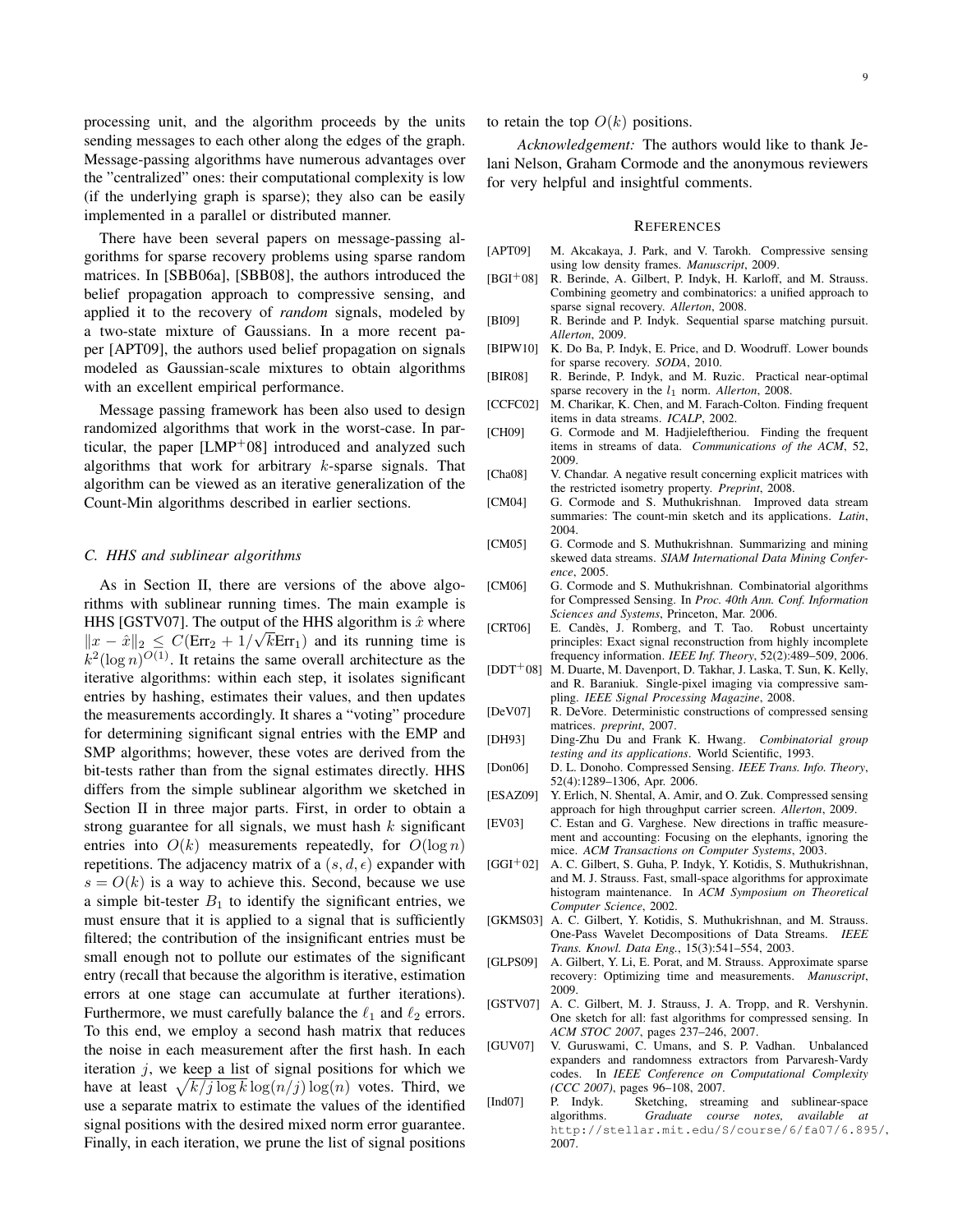processing unit, and the algorithm proceeds by the units sending messages to each other along the edges of the graph. Message-passing algorithms have numerous advantages over the "centralized" ones: their computational complexity is low (if the underlying graph is sparse); they also can be easily implemented in a parallel or distributed manner.

There have been several papers on message-passing algorithms for sparse recovery problems using sparse random matrices. In [SBB06a], [SBB08], the authors introduced the belief propagation approach to compressive sensing, and applied it to the recovery of *random* signals, modeled by a two-state mixture of Gaussians. In a more recent paper [APT09], the authors used belief propagation on signals modeled as Gaussian-scale mixtures to obtain algorithms with an excellent empirical performance.

Message passing framework has been also used to design randomized algorithms that work in the worst-case. In particular, the paper [LMP+08] introduced and analyzed such algorithms that work for arbitrary $k$-sparse signals. That algorithm can be viewed as an iterative generalization of the Count-Min algorithms described in earlier sections.

### C. HHS and sublinear algorithms

As in Section II, there are versions of the above algorithms with sublinear running times. The main example is HHS [GSTV07]. The output of the HHS algorithm is $\hat{x}$ where $\|x - \hat{x}\|_2 \le C(\text{Err}_2 + 1/\sqrt{k}\text{Err}_1)$ and its running time is $k^2(\log n)^{O(1)}$. It retains the same overall architecture as the iterative algorithms: within each step, it isolates significant entries by hashing, estimates their values, and then updates the measurements accordingly. It shares a "voting" procedure for determining significant signal entries with the EMP and SMP algorithms; however, these votes are derived from the bit-tests rather than from the signal estimates directly. HHS differs from the simple sublinear algorithm we sketched in Section II in three major parts. First, in order to obtain a strong guarantee for all signals, we must hash $k$ significant entries into $O(k)$ measurements repeatedly, for $O(\log n)$ repetitions. The adjacency matrix of a $(s, d, \epsilon)$ expander with $s = O(k)$ is a way to achieve this. Second, because we use a simple bit-tester $B_1$ to identify the significant entries, we must ensure that it is applied to a signal that is sufficiently filtered; the contribution of the insignificant entries must be small enough not to pollute our estimates of the significant entry (recall that because the algorithm is iterative, estimation errors at one stage can accumulate at further iterations). Furthermore, we must carefully balance the $\ell_1$ and $\ell_2$ errors. To this end, we employ a second hash matrix that reduces the noise in each measurement after the first hash. In each iteration $j$, we keep a list of signal positions for which we have at least $\sqrt{k/j \log k} \log(n/j) \log(n)$ votes. Third, we use a separate matrix to estimate the values of the identified signal positions with the desired mixed norm error guarantee. Finally, in each iteration, we prune the list of signal positions to retain the top $O(k)$ positions.

*Acknowledgement:* The authors would like to thank Jelani Nelson, Graham Cormode and the anonymous reviewers for very helpful and insightful comments.

## References

- [APT09] M. Akcakaya, J. Park, and V. Tarokh. Compressive sensing using low density frames. *Manuscript*, 2009.
- [BGI+08] R. Berinde, A. Gilbert, P. Indyk, H. Karloff, and M. Strauss. Combining geometry and combinatorics: a unified approach to sparse signal recovery. *Allerton*, 2008.
- [BI09] R. Berinde and P. Indyk. Sequential sparse matching pursuit. *Allerton*, 2009.
- [BIPW10] K. Do Ba, P. Indyk, E. Price, and D. Woodruff. Lower bounds for sparse recovery. *SODA*, 2010.
- [BIR08] R. Berinde, P. Indyk, and M. Ruzic. Practical near-optimal sparse recovery in the $l_1$ norm. *Allerton*, 2008.
- [CCFC02] M. Charikar, K. Chen, and M. Farach-Colton. Finding frequent items in data streams. *ICALP*, 2002.
- [CH09] G. Cormode and M. Hadjieleftheriou. Finding the frequent items in streams of data. *Communications of the ACM*, 52, 2009.
- [Cha08] V. Chandar. A negative result concerning explicit matrices with the restricted isometry property. *Preprint*, 2008.
- [CM04] G. Cormode and S. Muthukrishnan. Improved data stream summaries: The count-min sketch and its applications. *Latin*, 2004.
- [CM05] G. Cormode and S. Muthukrishnan. Summarizing and mining skewed data streams. *SIAM International Data Mining Conference*, 2005.
- [CM06] G. Cormode and S. Muthukrishnan. Combinatorial algorithms for Compressed Sensing. In *Proc. 40th Ann. Conf. Information Sciences and Systems*, Princeton, Mar. 2006.
- [CRT06] E. Candès, J. Romberg, and T. Tao. Robust uncertainty principles: Exact signal reconstruction from highly incomplete frequency information. *IEEE Inf. Theory*, 52(2):489–509, 2006.
- [DDT+08] M. Duarte, M. Davenport, D. Takhar, J. Laska, T. Sun, K. Kelly, and R. Baraniuk. Single-pixel imaging via compressive sampling. *IEEE Signal Processing Magazine*, 2008.
- [DeV07] R. DeVore. Deterministic constructions of compressed sensing matrices. *preprint*, 2007.
- [DH93] Ding-Zhu Du and Frank K. Hwang. *Combinatorial group testing and its applications*. World Scientific, 1993.
- [Don06] D. L. Donoho. Compressed Sensing. *IEEE Trans. Info. Theory*, 52(4):1289–1306, Apr. 2006.
- [ESAZ09] Y. Erlich, N. Shental, A. Amir, and O. Zuk. Compressed sensing approach for high throughput carrier screen. *Allerton*, 2009.
- [EV03] C. Estan and G. Varghese. New directions in traffic measurement and accounting: Focusing on the elephants, ignoring the mice. *ACM Transactions on Computer Systems*, 2003.
- [GGI+02] A. C. Gilbert, S. Guha, P. Indyk, Y. Kotidis, S. Muthukrishnan, and M. J. Strauss. Fast, small-space algorithms for approximate histogram maintenance. In *ACM Symposium on Theoretical Computer Science*, 2002.
- [GKMS03] A. C. Gilbert, Y. Kotidis, S. Muthukrishnan, and M. Strauss. One-Pass Wavelet Decompositions of Data Streams. *IEEE Trans. Knowl. Data Eng.*, 15(3):541–554, 2003.
- [GLPS09] A. Gilbert, Y. Li, E. Porat, and M. Strauss. Approximate sparse recovery: Optimizing time and measurements. *Manuscript*, 2009.
- [GSTV07] A. C. Gilbert, M. J. Strauss, J. A. Tropp, and R. Vershynin. One sketch for all: fast algorithms for compressed sensing. In *ACM STOC 2007*, pages 237–246, 2007.
- [GUV07] V. Guruswami, C. Umans, and S. P. Vadhan. Unbalanced expanders and randomness extractors from Parvaresh-Vardy codes. In *IEEE Conference on Computational Complexity (CCC 2007)*, pages 96–108, 2007.
- [Ind07] P. Indyk. Sketching, streaming and sublinear-space algorithms. *Graduate course notes, available at* `http://stellar.mit.edu/S/course/6/fa07/6.895/`, 2007.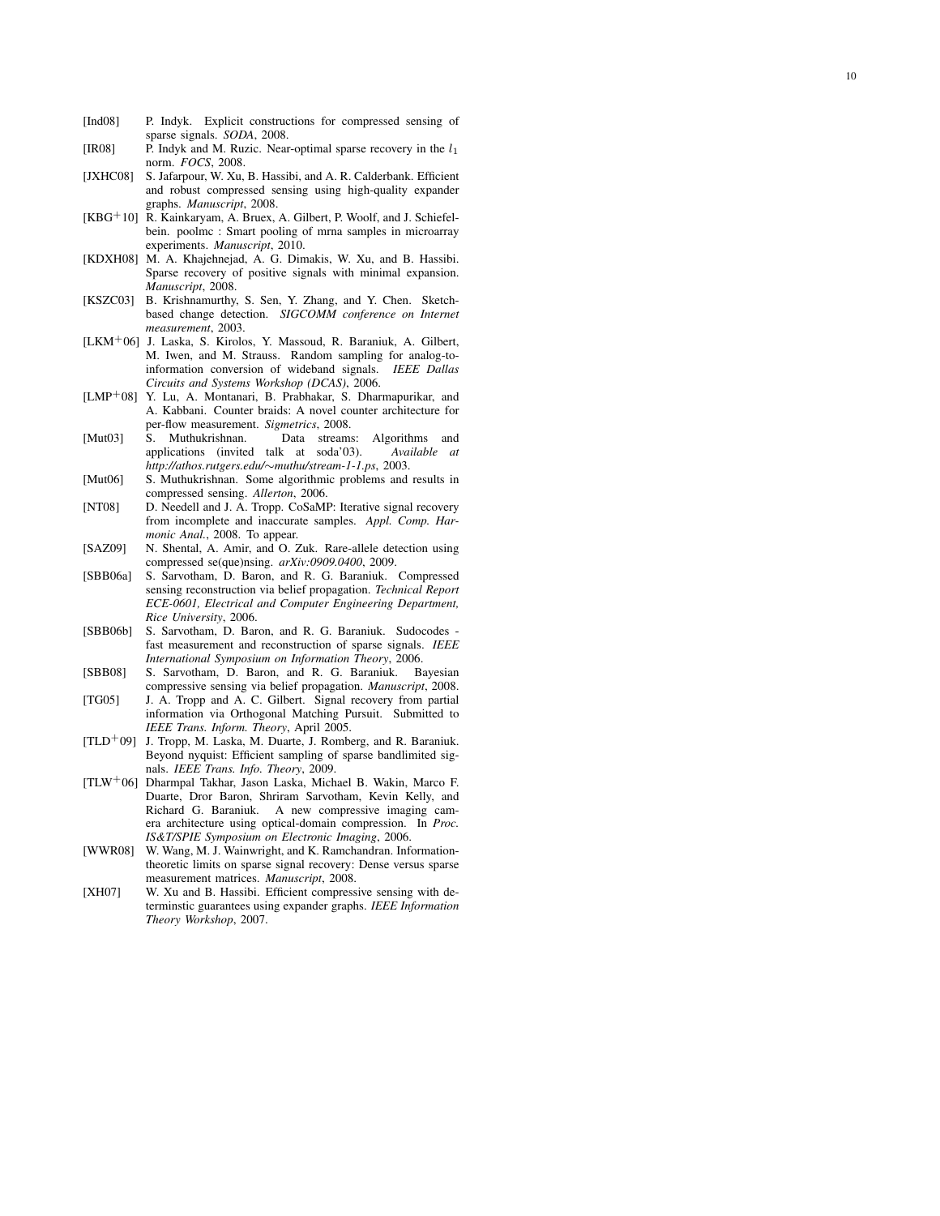[Ind08] P. Indyk. Explicit constructions for compressed sensing of sparse signals. *SODA*, 2008.

[IR08] P. Indyk and M. Ruzic. Near-optimal sparse recovery in the $l_1$ norm. *FOCS*, 2008.

[JXHC08] S. Jafarpour, W. Xu, B. Hassibi, and A. R. Calderbank. Efficient and robust compressed sensing using high-quality expander graphs. *Manuscript*, 2008.

[KBG+10] R. Kainkaryam, A. Bruex, A. Gilbert, P. Woolf, and J. Schiefelbein. poolmc : Smart pooling of mrna samples in microarray experiments. *Manuscript*, 2010.

[KDXH08] M. A. Khajehnejad, A. G. Dimakis, W. Xu, and B. Hassibi. Sparse recovery of positive signals with minimal expansion. *Manuscript*, 2008.

[KSZC03] B. Krishnamurthy, S. Sen, Y. Zhang, and Y. Chen. Sketch-based change detection. *SIGCOMM conference on Internet measurement*, 2003.

[LKM+06] J. Laska, S. Kirolos, Y. Massoud, R. Baraniuk, A. Gilbert, M. Iwen, and M. Strauss. Random sampling for analog-to-information conversion of wideband signals. *IEEE Dallas Circuits and Systems Workshop (DCAS)*, 2006.

[LMP+08] Y. Lu, A. Montanari, B. Prabhakar, S. Dharmapurikar, and A. Kabbani. Counter braids: A novel counter architecture for per-flow measurement. *Sigmetrics*, 2008.

[Mut03] S. Muthukrishnan. Data streams: Algorithms and applications (invited talk at soda'03). *Available at http://athos.rutgers.edu/∼muthu/stream-1-1.ps*, 2003.

[Mut06] S. Muthukrishnan. Some algorithmic problems and results in compressed sensing. *Allerton*, 2006.

[NT08] D. Needell and J. A. Tropp. CoSaMP: Iterative signal recovery from incomplete and inaccurate samples. *Appl. Comp. Harmonic Anal.*, 2008. To appear.

[SAZ09] N. Shental, A. Amir, and O. Zuk. Rare-allele detection using compressed se(que)nsing. *arXiv:0909.0400*, 2009.

[SBB06a] S. Sarvotham, D. Baron, and R. G. Baraniuk. Compressed sensing reconstruction via belief propagation. *Technical Report ECE-0601, Electrical and Computer Engineering Department, Rice University*, 2006.

[SBB06b] S. Sarvotham, D. Baron, and R. G. Baraniuk. Sudocodes - fast measurement and reconstruction of sparse signals. *IEEE International Symposium on Information Theory*, 2006.

[SBB08] S. Sarvotham, D. Baron, and R. G. Baraniuk. Bayesian compressive sensing via belief propagation. *Manuscript*, 2008.

[TG05] J. A. Tropp and A. C. Gilbert. Signal recovery from partial information via Orthogonal Matching Pursuit. Submitted to *IEEE Trans. Inform. Theory*, April 2005.

[TLD+09] J. Tropp, M. Laska, M. Duarte, J. Romberg, and R. Baraniuk. Beyond nyquist: Efficient sampling of sparse bandlimited signals. *IEEE Trans. Info. Theory*, 2009.

[TLW+06] Dharmpal Takhar, Jason Laska, Michael B. Wakin, Marco F. Duarte, Dror Baron, Shriram Sarvotham, Kevin Kelly, and Richard G. Baraniuk. A new compressive imaging camera architecture using optical-domain compression. In *Proc. IS&T/SPIE Symposium on Electronic Imaging*, 2006.

[WWR08] W. Wang, M. J. Wainwright, and K. Ramchandran. Information-theoretic limits on sparse signal recovery: Dense versus sparse measurement matrices. *Manuscript*, 2008.

[XH07] W. Xu and B. Hassibi. Efficient compressive sensing with determinstic guarantees using expander graphs. *IEEE Information Theory Workshop*, 2007.